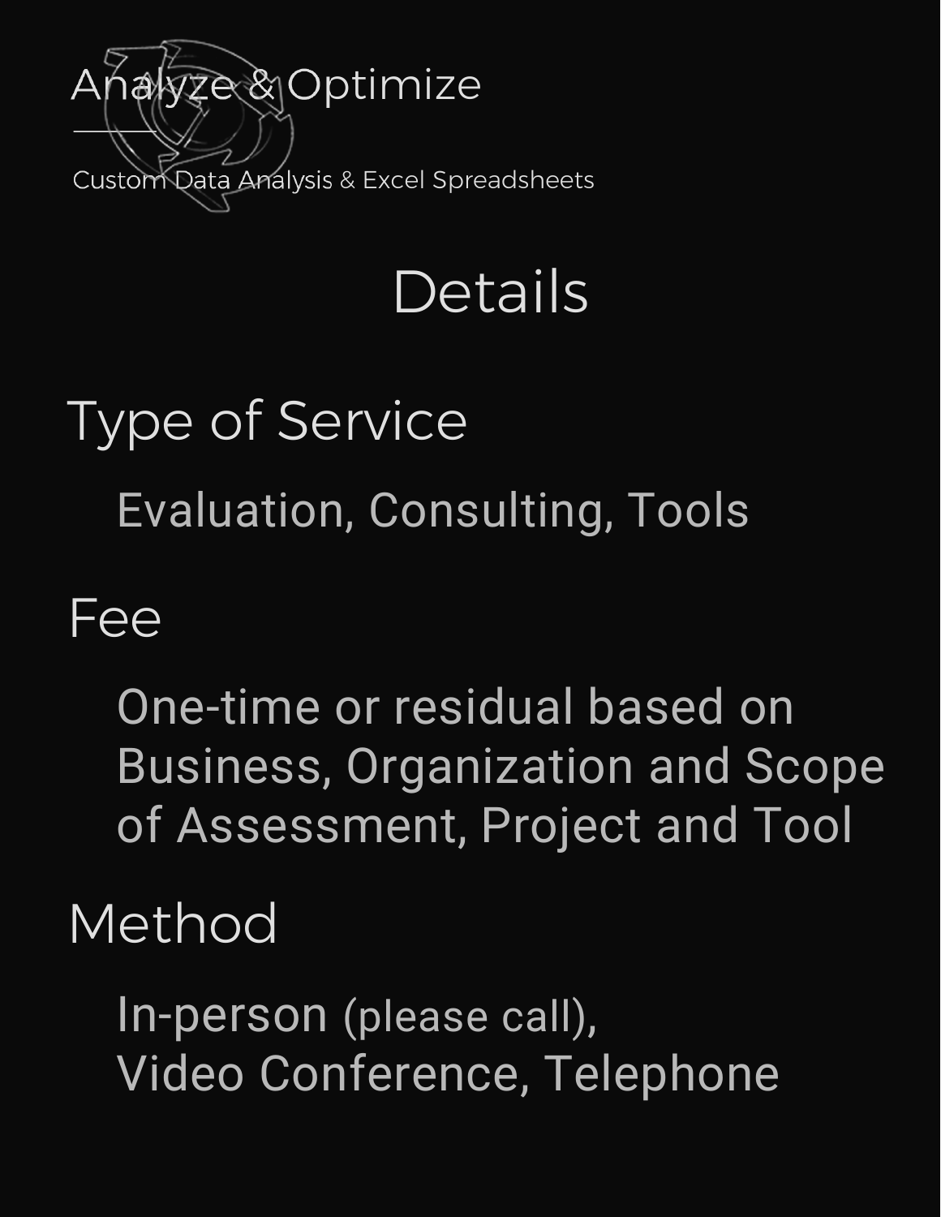# Analyze & Optimize

Custom Data Analysis & Excel Spreadsheets

## Details

### Type of Service

Evaluation, Consulting, Tools

### Fee

One-time or residual based on Business, Organization and Scope of Assessment, Project and Tool

### Method

In-person (please call),
Video Conference, Telephone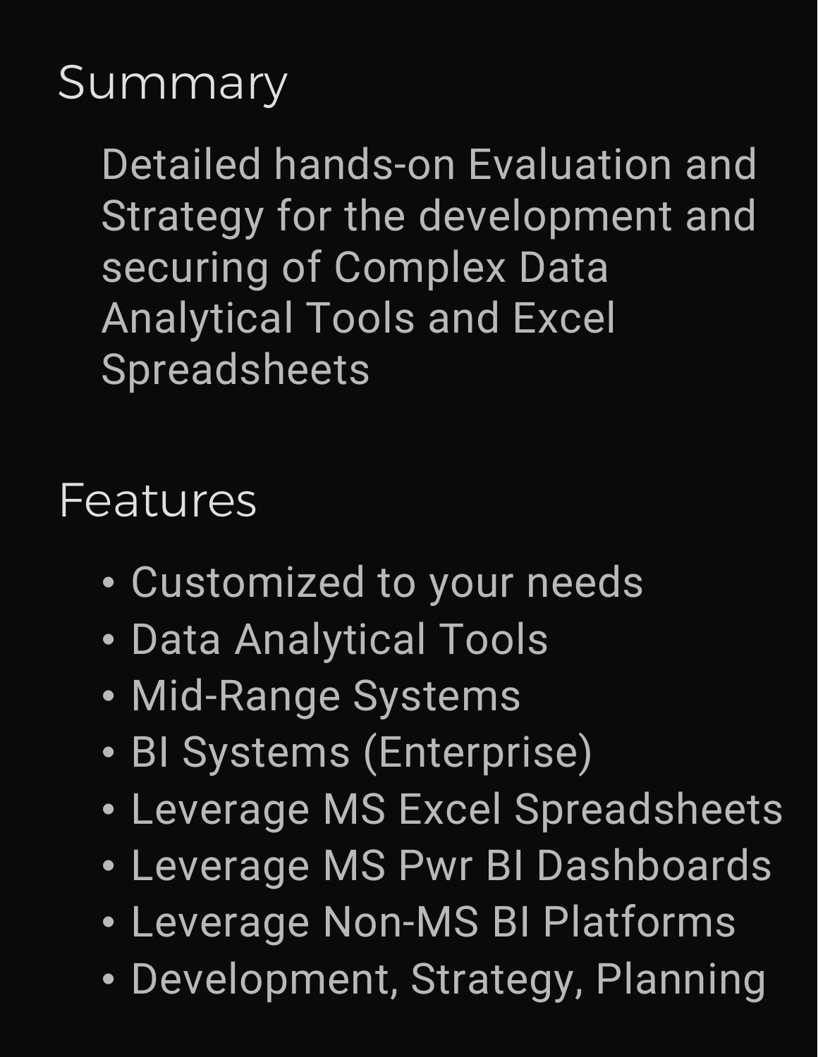## Summary

Detailed hands-on Evaluation and Strategy for the development and securing of Complex Data Analytical Tools and Excel Spreadsheets

## Features

- Customized to your needs
- Data Analytical Tools
- Mid-Range Systems
- BI Systems (Enterprise)
- Leverage MS Excel Spreadsheets
- Leverage MS Pwr BI Dashboards
- Leverage Non-MS BI Platforms
- Development, Strategy, Planning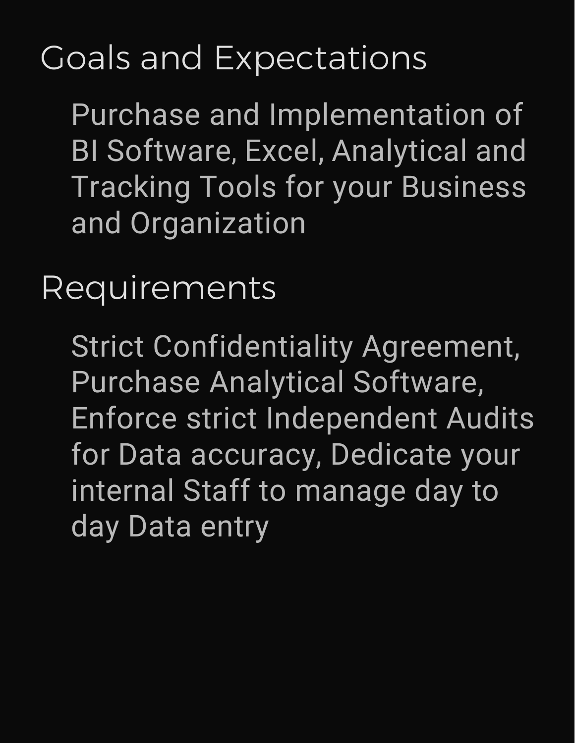## Goals and Expectations

Purchase and Implementation of BI Software, Excel, Analytical and Tracking Tools for your Business and Organization

## Requirements

Strict Confidentiality Agreement, Purchase Analytical Software, Enforce strict Independent Audits for Data accuracy, Dedicate your internal Staff to manage day to day Data entry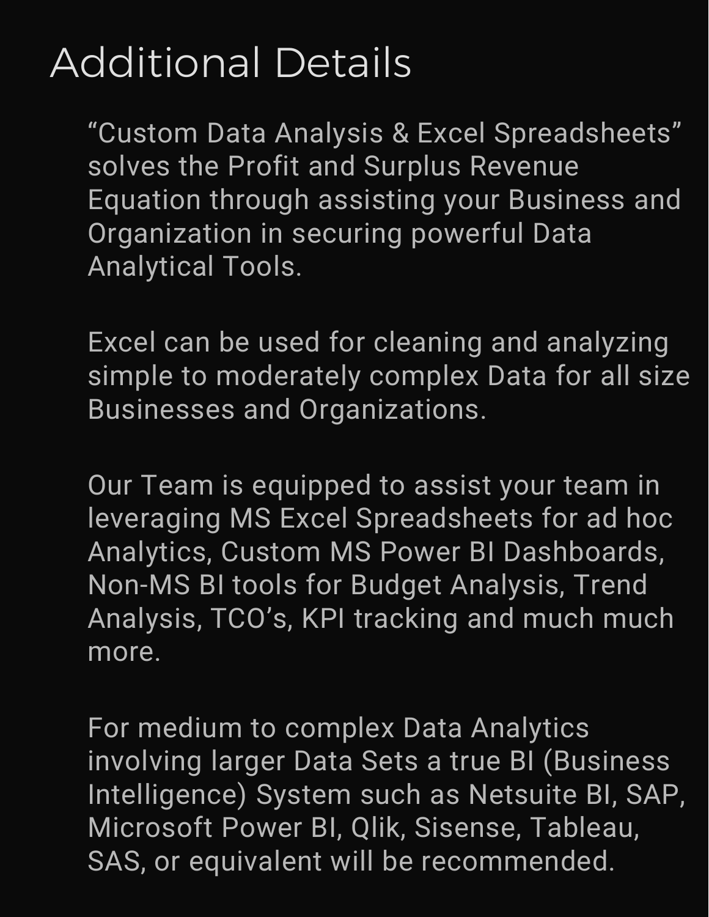# Additional Details

"Custom Data Analysis & Excel Spreadsheets" solves the Profit and Surplus Revenue Equation through assisting your Business and Organization in securing powerful Data Analytical Tools.

Excel can be used for cleaning and analyzing simple to moderately complex Data for all size Businesses and Organizations.

Our Team is equipped to assist your team in leveraging MS Excel Spreadsheets for ad hoc Analytics, Custom MS Power BI Dashboards, Non-MS BI tools for Budget Analysis, Trend Analysis, TCO's, KPI tracking and much much more.

For medium to complex Data Analytics involving larger Data Sets a true BI (Business Intelligence) System such as Netsuite BI, SAP, Microsoft Power BI, Qlik, Sisense, Tableau, SAS, or equivalent will be recommended.